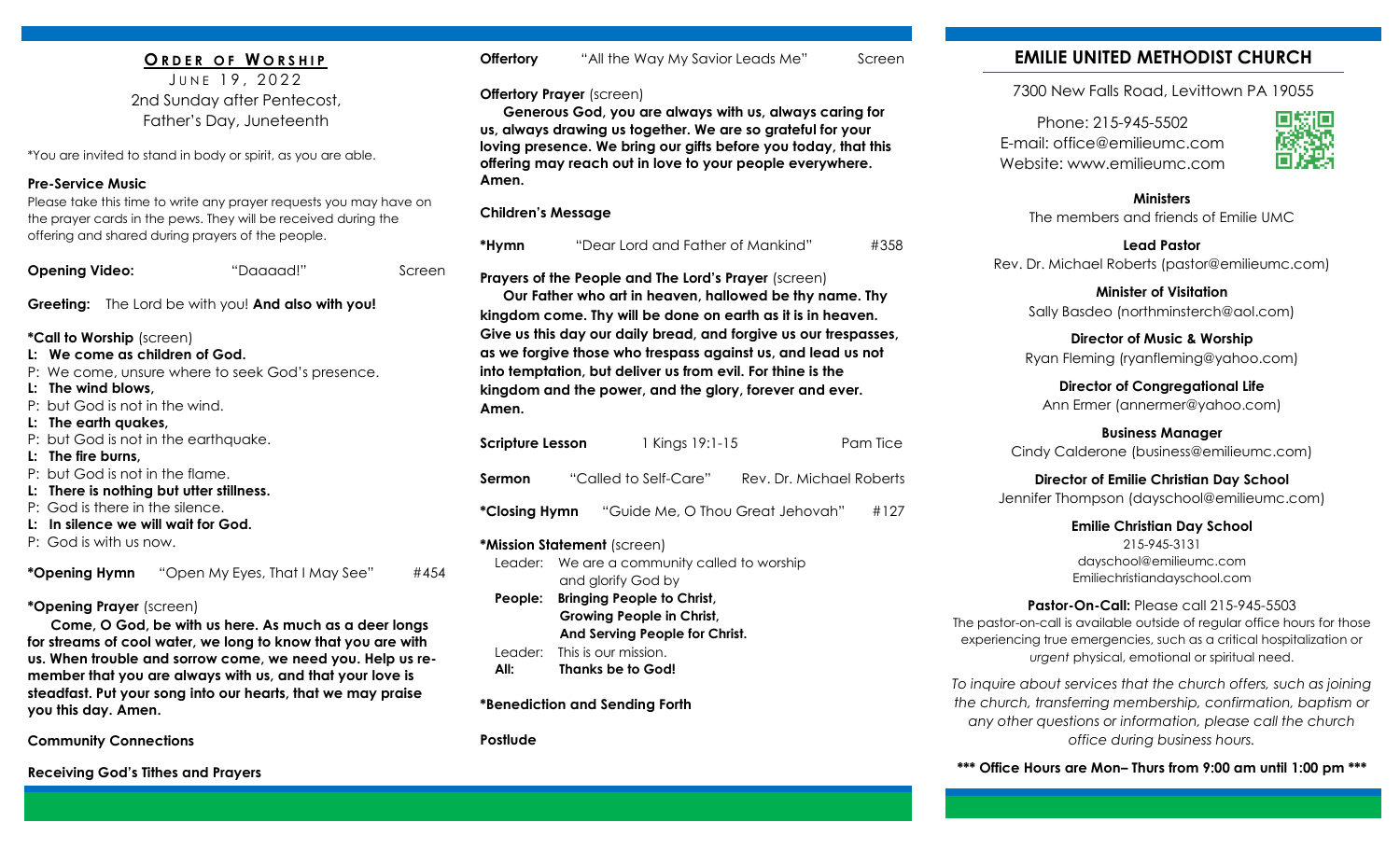## ORDER OF WORSHIP

JUNE 19, 2022
2nd Sunday after Pentecost,
Father's Day, Juneteenth

*You are invited to stand in body or spirit, as you are able.

**Pre-Service Music**
Please take this time to write any prayer requests you may have on the prayer cards in the pews. They will be received during the offering and shared during prayers of the people.

**Opening Video:** "Daaaad!" Screen

**Greeting:** The Lord be with you! **And also with you!**

***Call to Worship** (screen)
**L: We come as children of God.**
P: We come, unsure where to seek God's presence.
**L: The wind blows,**
P: but God is not in the wind.
**L: The earth quakes,**
P: but God is not in the earthquake.
**L: The fire burns,**
P: but God is not in the flame.
**L: There is nothing but utter stillness.**
P: God is there in the silence.
**L: In silence we will wait for God.**
P: God is with us now.

***Opening Hymn** "Open My Eyes, That I May See" #454

***Opening Prayer** (screen)
**Come, O God, be with us here. As much as a deer longs for streams of cool water, we long to know that you are with us. When trouble and sorrow come, we need you. Help us remember that you are always with us, and that your love is steadfast. Put your song into our hearts, that we may praise you this day. Amen.**

**Community Connections**

**Receiving God's Tithes and Prayers**

**Offertory** "All the Way My Savior Leads Me" Screen

**Offertory Prayer** (screen)
**Generous God, you are always with us, always caring for us, always drawing us together. We are so grateful for your loving presence. We bring our gifts before you today, that this offering may reach out in love to your people everywhere. Amen.**

**Children's Message**

***Hymn** "Dear Lord and Father of Mankind" #358

**Prayers of the People and The Lord's Prayer** (screen)
**Our Father who art in heaven, hallowed be thy name. Thy kingdom come. Thy will be done on earth as it is in heaven. Give us this day our daily bread, and forgive us our trespasses, as we forgive those who trespass against us, and lead us not into temptation, but deliver us from evil. For thine is the kingdom and the power, and the glory, forever and ever. Amen.**

**Scripture Lesson** 1 Kings 19:1-15 Pam Tice

**Sermon** "Called to Self-Care" Rev. Dr. Michael Roberts

***Closing Hymn** "Guide Me, O Thou Great Jehovah" #127

***Mission Statement** (screen)
Leader: We are a community called to worship and glorify God by
**People: Bringing People to Christ,**
**Growing People in Christ,**
**And Serving People for Christ.**
Leader: This is our mission.
**All: Thanks be to God!**

***Benediction and Sending Forth**

**Postlude**

## EMILIE UNITED METHODIST CHURCH

7300 New Falls Road, Levittown PA 19055

Phone: 215-945-5502
E-mail: office@emilieumc.com
Website: www.emilieumc.com

**Ministers**
The members and friends of Emilie UMC

**Lead Pastor**
Rev. Dr. Michael Roberts (pastor@emilieumc.com)

**Minister of Visitation**
Sally Basdeo (northminsterch@aol.com)

**Director of Music & Worship**
Ryan Fleming (ryanfleming@yahoo.com)

**Director of Congregational Life**
Ann Ermer (annermer@yahoo.com)

**Business Manager**
Cindy Calderone (business@emilieumc.com)

**Director of Emilie Christian Day School**
Jennifer Thompson (dayschool@emilieumc.com)

**Emilie Christian Day School**
215-945-3131
dayschool@emilieumc.com
Emiliechristiandayschool.com

**Pastor-On-Call:** Please call 215-945-5503
The pastor-on-call is available outside of regular office hours for those experiencing true emergencies, such as a critical hospitalization or *urgent* physical, emotional or spiritual need.

*To inquire about services that the church offers, such as joining the church, transferring membership, confirmation, baptism or any other questions or information, please call the church office during business hours.*

**\*\*\* Office Hours are Mon– Thurs from 9:00 am until 1:00 pm \*\*\***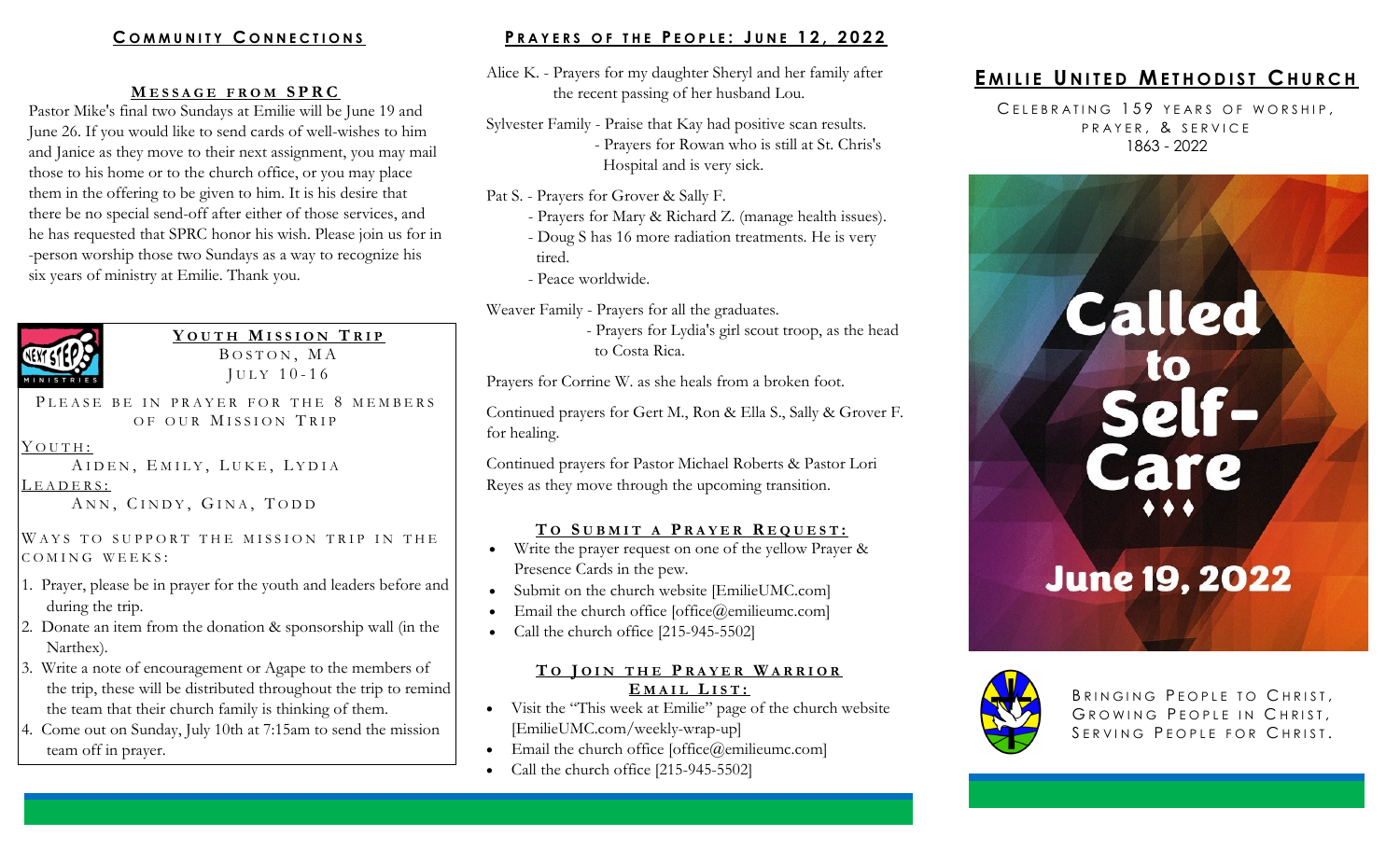## Community Connections

### Message from SPRC

Pastor Mike's final two Sundays at Emilie will be June 19 and June 26. If you would like to send cards of well-wishes to him and Janice as they move to their next assignment, you may mail those to his home or to the church office, or you may place them in the offering to be given to him. It is his desire that there be no special send-off after either of those services, and he has requested that SPRC honor his wish. Please join us for in-person worship those two Sundays as a way to recognize his six years of ministry at Emilie. Thank you.

### Youth Mission Trip

Boston, MA
July 10-16

Please be in prayer for the 8 members of our Mission Trip

Youth:
Aiden, Emily, Luke, Lydia

Leaders:
Ann, Cindy, Gina, Todd

Ways to support the mission trip in the coming weeks:

1. Prayer, please be in prayer for the youth and leaders before and during the trip.
2. Donate an item from the donation & sponsorship wall (in the Narthex).
3. Write a note of encouragement or Agape to the members of the trip, these will be distributed throughout the trip to remind the team that their church family is thinking of them.
4. Come out on Sunday, July 10th at 7:15am to send the mission team off in prayer.

## Prayers of the People: June 12, 2022

Alice K. - Prayers for my daughter Sheryl and her family after the recent passing of her husband Lou.

Sylvester Family - Praise that Kay had positive scan results.
- Prayers for Rowan who is still at St. Chris's Hospital and is very sick.

Pat S. - Prayers for Grover & Sally F.
- Prayers for Mary & Richard Z. (manage health issues).
- Doug S has 16 more radiation treatments. He is very tired.
- Peace worldwide.

Weaver Family - Prayers for all the graduates.
- Prayers for Lydia's girl scout troop, as the head to Costa Rica.

Prayers for Corrine W. as she heals from a broken foot.

Continued prayers for Gert M., Ron & Ella S., Sally & Grover F. for healing.

Continued prayers for Pastor Michael Roberts & Pastor Lori Reyes as they move through the upcoming transition.

### To Submit a Prayer Request:

- Write the prayer request on one of the yellow Prayer & Presence Cards in the pew.
- Submit on the church website [EmilieUMC.com]
- Email the church office [office@emilieumc.com]
- Call the church office [215-945-5502]

### To Join the Prayer Warrior Email List:

- Visit the "This week at Emilie" page of the church website [EmilieUMC.com/weekly-wrap-up]
- Email the church office [office@emilieumc.com]
- Call the church office [215-945-5502]

# Emilie United Methodist Church

Celebrating 159 years of worship, prayer, & service
1863 - 2022

Called to Self-Care

June 19, 2022

Bringing People to Christ,
Growing People in Christ,
Serving People for Christ.